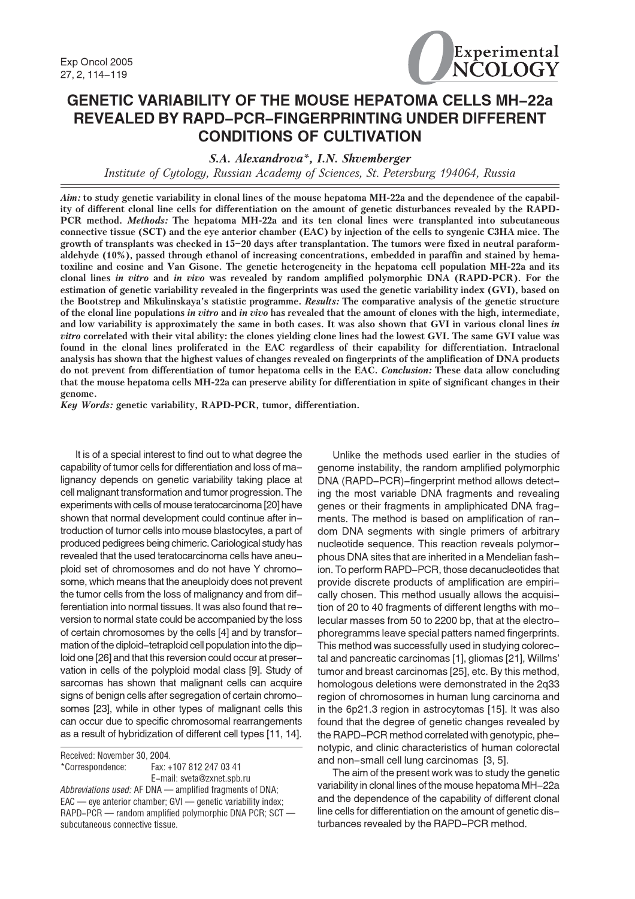# GENETIC VARIABILITY OF THE MOUSE HEPATOMA CELLS MH–22a REVEALED BY RAPD–PCR–FINGERPRINTING UNDER DIFFERENT CONDITIONS OF CULTIVATION

*S.A. Alexandrova\*, I.N. Shvemberger*

*Institute of Cytology, Russian Academy of Sciences, St. Petersburg 194064, Russia*

***Aim:*** **to study genetic variability in clonal lines of the mouse hepatoma MH-22a and the dependence of the capability of different clonal line cells for differentiation on the amount of genetic disturbances revealed by the RAPD-PCR method.** ***Methods:*** **The hepatoma MH-22a and its ten clonal lines were transplanted into subcutaneous connective tissue (SCT) and the eye anterior chamber (EAC) by injection of the cells to syngenic C3HA mice. The growth of transplants was checked in 15–20 days after transplantation. The tumors were fixed in neutral paraformaldehyde (10%), passed through ethanol of increasing concentrations, embedded in paraffin and stained by hematoxiline and eosine and Van Gisone. The genetic heterogeneity in the hepatoma cell population MH-22a and its clonal lines** ***in vitro*** **and** ***in vivo*** **was revealed by random amplified polymorphic DNA (RAPD-PCR). For the estimation of genetic variability revealed in the fingerprints was used the genetic variability index (GVI), based on the Bootstrep and Mikulinskaya's statistic programme.** ***Results:*** **The comparative analysis of the genetic structure of the clonal line populations** ***in vitro*** **and** ***in vivo*** **has revealed that the amount of clones with the high, intermediate, and low variability is approximately the same in both cases. It was also shown that GVI in various clonal lines** ***in vitro*** **correlated with their vital ability: the clones yielding clone lines had the lowest GVI. The same GVI value was found in the clonal lines proliferated in the EAC regardless of their capability for differentiation. Intraclonal analysis has shown that the highest values of changes revealed on fingerprints of the amplification of DNA products do not prevent from differentiation of tumor hepatoma cells in the EAC.** ***Conclusion:*** **These data allow concluding that the mouse hepatoma cells MH-22a can preserve ability for differentiation in spite of significant changes in their genome.**

***Key Words:*** **genetic variability, RAPD-PCR, tumor, differentiation.**

It is of a special interest to find out to what degree the capability of tumor cells for differentiation and loss of malignancy depends on genetic variability taking place at cell malignant transformation and tumor progression. The experiments with cells of mouse teratocarcinoma [20] have shown that normal development could continue after introduction of tumor cells into mouse blastocytes, a part of produced pedigrees being chimeric. Cariological study has revealed that the used teratocarcinoma cells have aneuploid set of chromosomes and do not have Y chromosome, which means that the aneuploidy does not prevent the tumor cells from the loss of malignancy and from differentiation into normal tissues. It was also found that reversion to normal state could be accompanied by the loss of certain chromosomes by the cells [4] and by transformation of the diploid–tetraploid cell population into the diploid one [26] and that this reversion could occur at preservation in cells of the polyploid modal class [9]. Study of sarcomas has shown that malignant cells can acquire signs of benign cells after segregation of certain chromosomes [23], while in other types of malignant cells this can occur due to specific chromosomal rearrangements as a result of hybridization of different cell types [11, 14].

Received: November 30, 2004.
\*Correspondence: Fax: +107 812 247 03 41
E-mail: sveta@zxnet.spb.ru
*Abbreviations used:* AF DNA — amplified fragments of DNA; EAC — eye anterior chamber; GVI — genetic variability index; RAPD–PCR — random amplified polymorphic DNA PCR; SCT — subcutaneous connective tissue.

Unlike the methods used earlier in the studies of genome instability, the random amplified polymorphic DNA (RAPD–PCR)–fingerprint method allows detecting the most variable DNA fragments and revealing genes or their fragments in ampliphicated DNA fragments. The method is based on amplification of random DNA segments with single primers of arbitrary nucleotide sequence. This reaction reveals polymorphous DNA sites that are inherited in a Mendelian fashion. To perform RAPD–PCR, those decanucleotides that provide discrete products of amplification are empirically chosen. This method usually allows the acquisition of 20 to 40 fragments of different lengths with molecular masses from 50 to 2200 bp, that at the electrophoregramms leave special patters named fingerprints. This method was successfully used in studying colorectal and pancreatic carcinomas [1], gliomas [21], Willms' tumor and breast carcinomas [25], etc. By this method, homologous deletions were demonstrated in the 2q33 region of chromosomes in human lung carcinoma and in the 6p21.3 region in astrocytomas [15]. It was also found that the degree of genetic changes revealed by the RAPD–PCR method correlated with genotypic, phenotypic, and clinic characteristics of human colorectal and non–small cell lung carcinomas [3, 5].

The aim of the present work was to study the genetic variability in clonal lines of the mouse hepatoma MH–22a and the dependence of the capability of different clonal line cells for differentiation on the amount of genetic disturbances revealed by the RAPD–PCR method.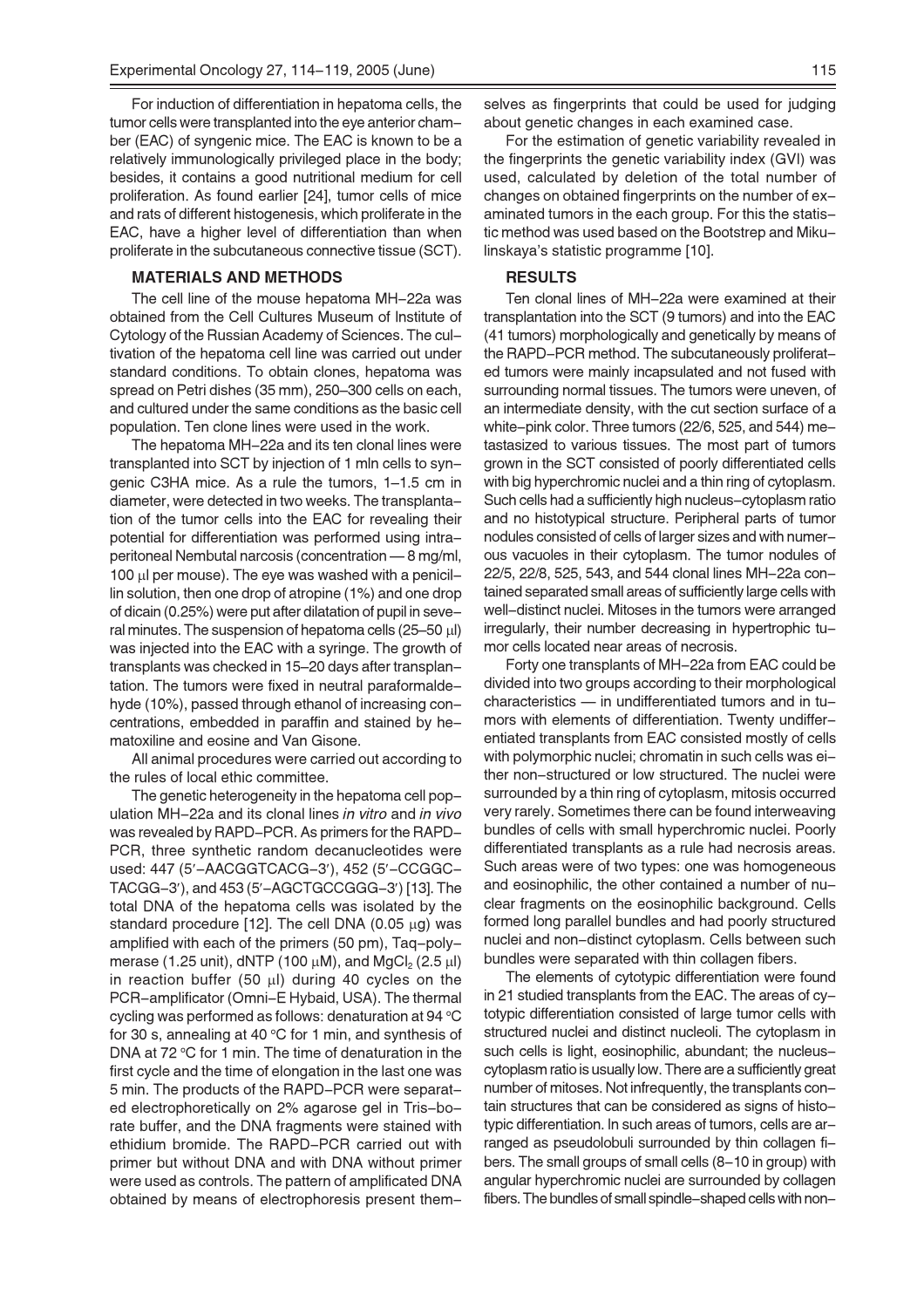For induction of differentiation in hepatoma cells, the tumor cells were transplanted into the eye anterior chamber (EAC) of syngenic mice. The EAC is known to be a relatively immunologically privileged place in the body; besides, it contains a good nutritional medium for cell proliferation. As found earlier [24], tumor cells of mice and rats of different histogenesis, which proliferate in the EAC, have a higher level of differentiation than when proliferate in the subcutaneous connective tissue (SCT).

## MATERIALS AND METHODS

The cell line of the mouse hepatoma MH–22a was obtained from the Cell Cultures Museum of Institute of Cytology of the Russian Academy of Sciences. The cultivation of the hepatoma cell line was carried out under standard conditions. To obtain clones, hepatoma was spread on Petri dishes (35 mm), 250–300 cells on each, and cultured under the same conditions as the basic cell population. Ten clone lines were used in the work.

The hepatoma MH–22a and its ten clonal lines were transplanted into SCT by injection of 1 mln cells to syngenic C3HA mice. As a rule the tumors, 1–1.5 cm in diameter, were detected in two weeks. The transplantation of the tumor cells into the EAC for revealing their potential for differentiation was performed using intraperitoneal Nembutal narcosis (concentration — 8 mg/ml, 100 μl per mouse). The eye was washed with a penicillin solution, then one drop of atropine (1%) and one drop of dicain (0.25%) were put after dilatation of pupil in several minutes. The suspension of hepatoma cells (25–50 μl) was injected into the EAC with a syringe. The growth of transplants was checked in 15–20 days after transplantation. The tumors were fixed in neutral paraformaldehyde (10%), passed through ethanol of increasing concentrations, embedded in paraffin and stained by hematoxiline and eosine and Van Gisone.

All animal procedures were carried out according to the rules of local ethic committee.

The genetic heterogeneity in the hepatoma cell population MH–22a and its clonal lines *in vitro* and *in vivo* was revealed by RAPD–PCR. As primers for the RAPD–PCR, three synthetic random decanucleotides were used: 447 (5′–AACGGTCACG–3′), 452 (5′–CCGGC–TACGG–3′), and 453 (5′–AGCTGCCGGG–3′) [13]. The total DNA of the hepatoma cells was isolated by the standard procedure [12]. The cell DNA (0.05 μg) was amplified with each of the primers (50 pm), Taq–polymerase (1.25 unit), dNTP (100 μM), and $MgCl_2$ (2.5 μl) in reaction buffer (50 μl) during 40 cycles on the PCR–amplificator (Omni–E Hybaid, USA). The thermal cycling was performed as follows: denaturation at 94 °C for 30 s, annealing at 40 °C for 1 min, and synthesis of DNA at 72 °C for 1 min. The time of denaturation in the first cycle and the time of elongation in the last one was 5 min. The products of the RAPD–PCR were separated electrophoretically on 2% agarose gel in Tris–borate buffer, and the DNA fragments were stained with ethidium bromide. The RAPD–PCR carried out with primer but without DNA and with DNA without primer were used as controls. The pattern of amplificated DNA obtained by means of electrophoresis present themselves as fingerprints that could be used for judging about genetic changes in each examined case.

For the estimation of genetic variability revealed in the fingerprints the genetic variability index (GVI) was used, calculated by deletion of the total number of changes on obtained fingerprints on the number of examinated tumors in the each group. For this the statistic method was used based on the Bootstrep and Mikulinskaya's statistic programme [10].

## RESULTS

Ten clonal lines of MH–22a were examined at their transplantation into the SCT (9 tumors) and into the EAC (41 tumors) morphologically and genetically by means of the RAPD–PCR method. The subcutaneously proliferated tumors were mainly incapsulated and not fused with surrounding normal tissues. The tumors were uneven, of an intermediate density, with the cut section surface of a white–pink color. Three tumors (22/6, 525, and 544) metastasized to various tissues. The most part of tumors grown in the SCT consisted of poorly differentiated cells with big hyperchromic nuclei and a thin ring of cytoplasm. Such cells had a sufficiently high nucleus–cytoplasm ratio and no histotypical structure. Peripheral parts of tumor nodules consisted of cells of larger sizes and with numerous vacuoles in their cytoplasm. The tumor nodules of 22/5, 22/8, 525, 543, and 544 clonal lines MH–22a contained separated small areas of sufficiently large cells with well–distinct nuclei. Mitoses in the tumors were arranged irregularly, their number decreasing in hypertrophic tumor cells located near areas of necrosis.

Forty one transplants of MH–22a from EAC could be divided into two groups according to their morphological characteristics — in undifferentiated tumors and in tumors with elements of differentiation. Twenty undifferentiated transplants from EAC consisted mostly of cells with polymorphic nuclei; chromatin in such cells was either non–structured or low structured. The nuclei were surrounded by a thin ring of cytoplasm, mitosis occurred very rarely. Sometimes there can be found interweaving bundles of cells with small hyperchromic nuclei. Poorly differentiated transplants as a rule had necrosis areas. Such areas were of two types: one was homogeneous and eosinophilic, the other contained a number of nuclear fragments on the eosinophilic background. Cells formed long parallel bundles and had poorly structured nuclei and non–distinct cytoplasm. Cells between such bundles were separated with thin collagen fibers.

The elements of cytotypic differentiation were found in 21 studied transplants from the EAC. The areas of cytotypic differentiation consisted of large tumor cells with structured nuclei and distinct nucleoli. The cytoplasm in such cells is light, eosinophilic, abundant; the nucleus–cytoplasm ratio is usually low. There are a sufficiently great number of mitoses. Not infrequently, the transplants contain structures that can be considered as signs of histotypic differentiation. In such areas of tumors, cells are arranged as pseudolobuli surrounded by thin collagen fibers. The small groups of small cells (8–10 in group) with angular hyperchromic nuclei are surrounded by collagen fibers. The bundles of small spindle–shaped cells with non–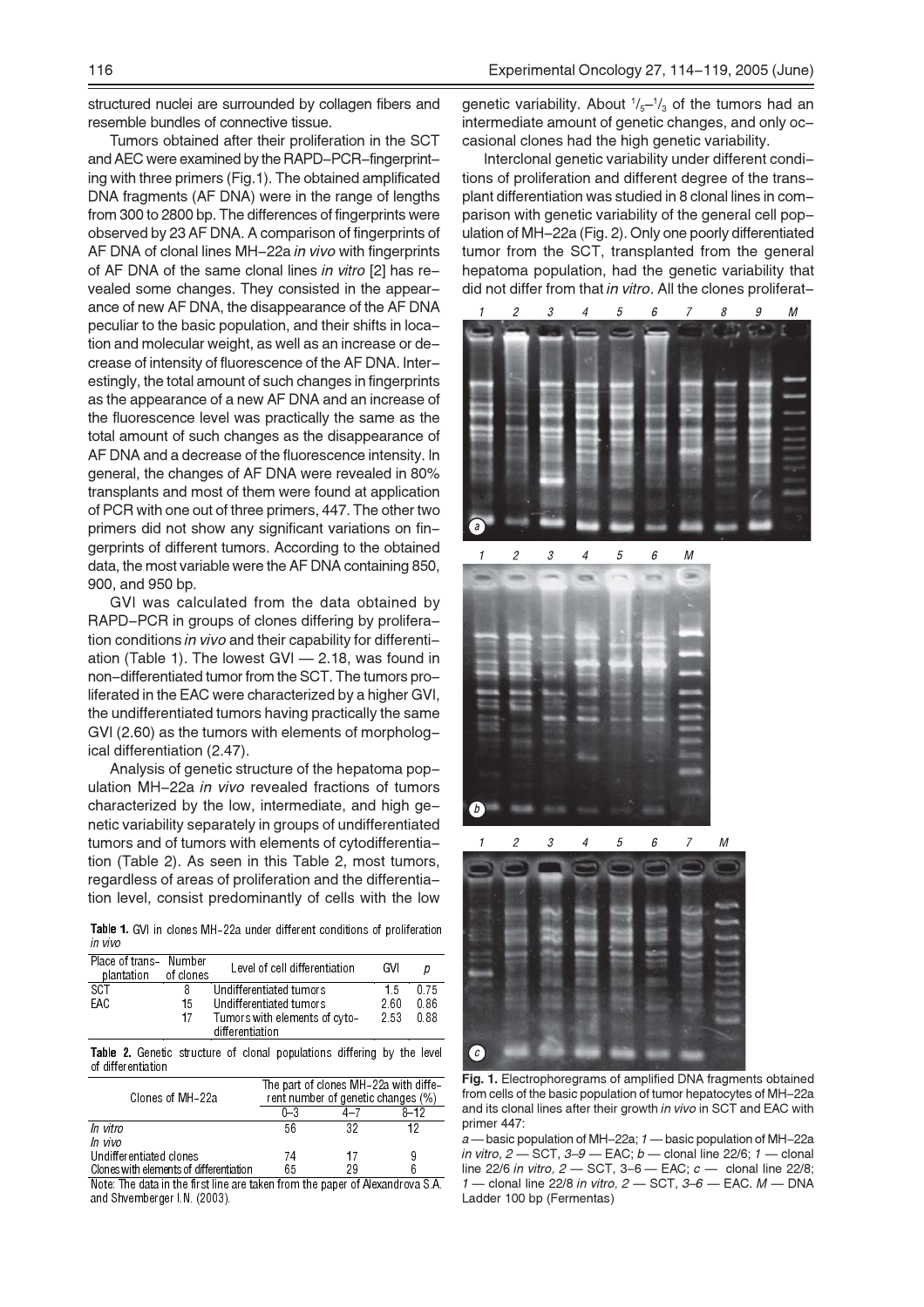structured nuclei are surrounded by collagen fibers and resemble bundles of connective tissue.

Tumors obtained after their proliferation in the SCT and AEC were examined by the RAPD–PCR–fingerprinting with three primers (Fig.1). The obtained amplificated DNA fragments (AF DNA) were in the range of lengths from 300 to 2800 bp. The differences of fingerprints were observed by 23 AF DNA. A comparison of fingerprints of AF DNA of clonal lines MH–22a *in vivo* with fingerprints of AF DNA of the same clonal lines *in vitro* [2] has revealed some changes. They consisted in the appearance of new AF DNA, the disappearance of the AF DNA peculiar to the basic population, and their shifts in location and molecular weight, as well as an increase or decrease of intensity of fluorescence of the AF DNA. Interestingly, the total amount of such changes in fingerprints as the appearance of a new AF DNA and an increase of the fluorescence level was practically the same as the total amount of such changes as the disappearance of AF DNA and a decrease of the fluorescence intensity. In general, the changes of AF DNA were revealed in 80% transplants and most of them were found at application of PCR with one out of three primers, 447. The other two primers did not show any significant variations on fingerprints of different tumors. According to the obtained data, the most variable were the AF DNA containing 850, 900, and 950 bp.

GVI was calculated from the data obtained by RAPD–PCR in groups of clones differing by proliferation conditions *in vivo* and their capability for differentiation (Table 1). The lowest GVI — 2.18, was found in non–differentiated tumor from the SCT. The tumors proliferated in the EAC were characterized by a higher GVI, the undifferentiated tumors having practically the same GVI (2.60) as the tumors with elements of morphological differentiation (2.47).

Analysis of genetic structure of the hepatoma population MH–22a *in vivo* revealed fractions of tumors characterized by the low, intermediate, and high genetic variability separately in groups of undifferentiated tumors and of tumors with elements of cytodifferentiation (Table 2). As seen in this Table 2, most tumors, regardless of areas of proliferation and the differentiation level, consist predominantly of cells with the low genetic variability. About $^{1}/_{5}$–$^{1}/_{3}$ of the tumors had an intermediate amount of genetic changes, and only occasional clones had the high genetic variability.

Interclonal genetic variability under different conditions of proliferation and different degree of the transplant differentiation was studied in 8 clonal lines in comparison with genetic variability of the general cell population of MH–22a (Fig. 2). Only one poorly differentiated tumor from the SCT, transplanted from the general hepatoma population, had the genetic variability that did not differ from that *in vitro*. All the clones proliferat-

**Table 1.** GVI in clones MH–22a under different conditions of proliferation *in vivo*

| Place of transplantation | Number of clones | Level of cell differentiation | GVI | p |
|---|---|---|---|---|
| SCT | 8 | Undifferentiated tumors | 1.5 | 0.75 |
| EAC | 15 | Undifferentiated tumors | 2.60 | 0.86 |
| | 17 | Tumors with elements of cyto-differentiation | 2.53 | 0.88 |

**Table 2.** Genetic structure of clonal populations differing by the level of differentiation

| Clones of MH–22a | The part of clones MH–22a with different number of genetic changes (%) | | |
|---|---|---|---|
| | 0–3 | 4–7 | 8–12 |
| *In vitro* | 56 | 32 | 12 |
| *In vivo* | | | |
| Undifferentiated clones | 74 | 17 | 9 |
| Clones with elements of differentiation | 65 | 29 | 6 |

Note: The data in the first line are taken from the paper of Alexandrova S.A. and Shvemberger I.N. (2003).

**Fig. 1.** Electrophoregrams of amplified DNA fragments obtained from cells of the basic population of tumor hepatocytes of MH–22a and its clonal lines after their growth *in vivo* in SCT and EAC with primer 447:
*a* — basic population of MH–22a; *1* — basic population of MH–22a *in vitro*, *2* — SCT, *3–9* — EAC; *b* — clonal line 22/6; *1* — clonal line 22/6 *in vitro*, *2* — SCT, 3–6 — EAC; *c* — clonal line 22/8; *1* — clonal line 22/8 *in vitro*, *2* — SCT, *3–6* — EAC. *M* — DNA Ladder 100 bp (Fermentas)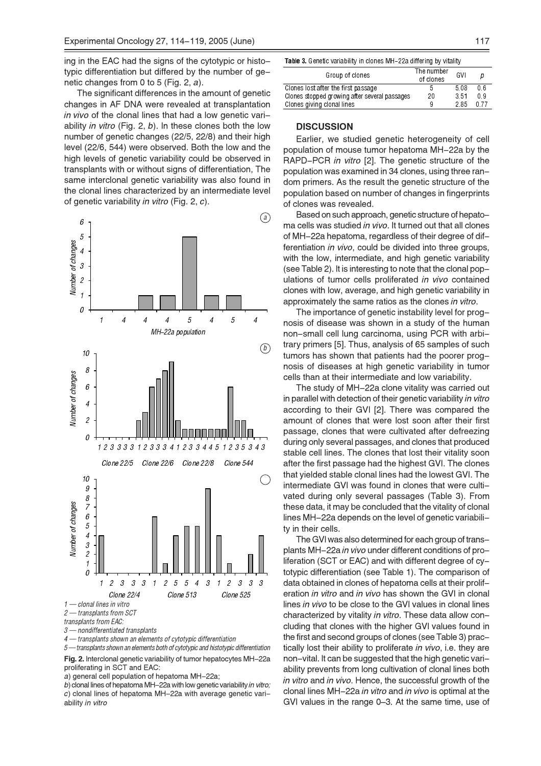ing in the EAC had the signs of the cytotypic or histotypic differentiation but differed by the number of genetic changes from 0 to 5 (Fig. 2, *a*).

The significant differences in the amount of genetic changes in AF DNA were revealed at transplantation *in vivo* of the clonal lines that had a low genetic variability *in vitro* (Fig. 2, *b*). In these clones both the low number of genetic changes (22/5, 22/8) and their high level (22/6, 544) were observed. Both the low and the high levels of genetic variability could be observed in transplants with or without signs of differentiation, The same interclonal genetic variability was also found in the clonal lines characterized by an intermediate level of genetic variability *in vitro* (Fig. 2, *c*).

*1 — clonal lines in vitro*
*2 — transplants from SCT*
*transplants from EAC:*
*3 — nondifferentiated transplants*
*4 — transplants shown an elements of cytotypic differentiation*
*5 — transplants shown an elements both of cytotypic and histotypic differentiation*

**Fig. 2.** Interclonal genetic variability of tumor hepatocytes MH-22a proliferating in SCT and EAC:
*a*) general cell population of hepatoma MH-22a;
*b*) clonal lines of hepatoma MH-22a with low genetic variability *in vitro;*
*c*) clonal lines of hepatoma MH-22a with average genetic variability *in vitro*

**Table 3.** Genetic variability in clones MH-22a differing by vitality

| Group of clones | The number of clones | GVI | p |
|---|---|---|---|
| Clones lost after the first passage | 5 | 5.08 | 0.6 |
| Clones stopped growing after several passages | 20 | 3.51 | 0.9 |
| Clones giving clonal lines | 9 | 2.85 | 0.77 |

## DISCUSSION

Earlier, we studied genetic heterogeneity of cell population of mouse tumor hepatoma MH-22a by the RAPD-PCR *in vitro* [2]. The genetic structure of the population was examined in 34 clones, using three random primers. As the result the genetic structure of the population based on number of changes in fingerprints of clones was revealed.

Based on such approach, genetic structure of hepatoma cells was studied *in vivo*. It turned out that all clones of MH-22a hepatoma, regardless of their degree of differentiation *in vivo*, could be divided into three groups, with the low, intermediate, and high genetic variability (see Table 2). It is interesting to note that the clonal populations of tumor cells proliferated *in vivo* contained clones with low, average, and high genetic variability in approximately the same ratios as the clones *in vitro*.

The importance of genetic instability level for prognosis of disease was shown in a study of the human non-small cell lung carcinoma, using PCR with arbitrary primers [5]. Thus, analysis of 65 samples of such tumors has shown that patients had the poorer prognosis of diseases at high genetic variability in tumor cells than at their intermediate and low variability.

The study of MH-22a clone vitality was carried out in parallel with detection of their genetic variability *in vitro* according to their GVI [2]. There was compared the amount of clones that were lost soon after their first passage, clones that were cultivated after defreezing during only several passages, and clones that produced stable cell lines. The clones that lost their vitality soon after the first passage had the highest GVI. The clones that yielded stable clonal lines had the lowest GVI. The intermediate GVI was found in clones that were cultivated during only several passages (Table 3). From these data, it may be concluded that the vitality of clonal lines MH-22a depends on the level of genetic variability in their cells.

The GVI was also determined for each group of transplants MH-22a *in vivo* under different conditions of proliferation (SCT or EAC) and with different degree of cytotypic differentiation (see Table 1). The comparison of data obtained in clones of hepatoma cells at their proliferation *in vitro* and *in vivo* has shown the GVI in clonal lines *in vivo* to be close to the GVI values in clonal lines characterized by vitality *in vitro*. These data allow concluding that clones with the higher GVI values found in the first and second groups of clones (see Table 3) practically lost their ability to proliferate *in vivo*, i.e. they are non-vital. It can be suggested that the high genetic variability prevents from long cultivation of clonal lines both *in vitro* and *in vivo*. Hence, the successful growth of the clonal lines MH-22a *in vitro* and *in vivo* is optimal at the GVI values in the range 0–3. At the same time, use of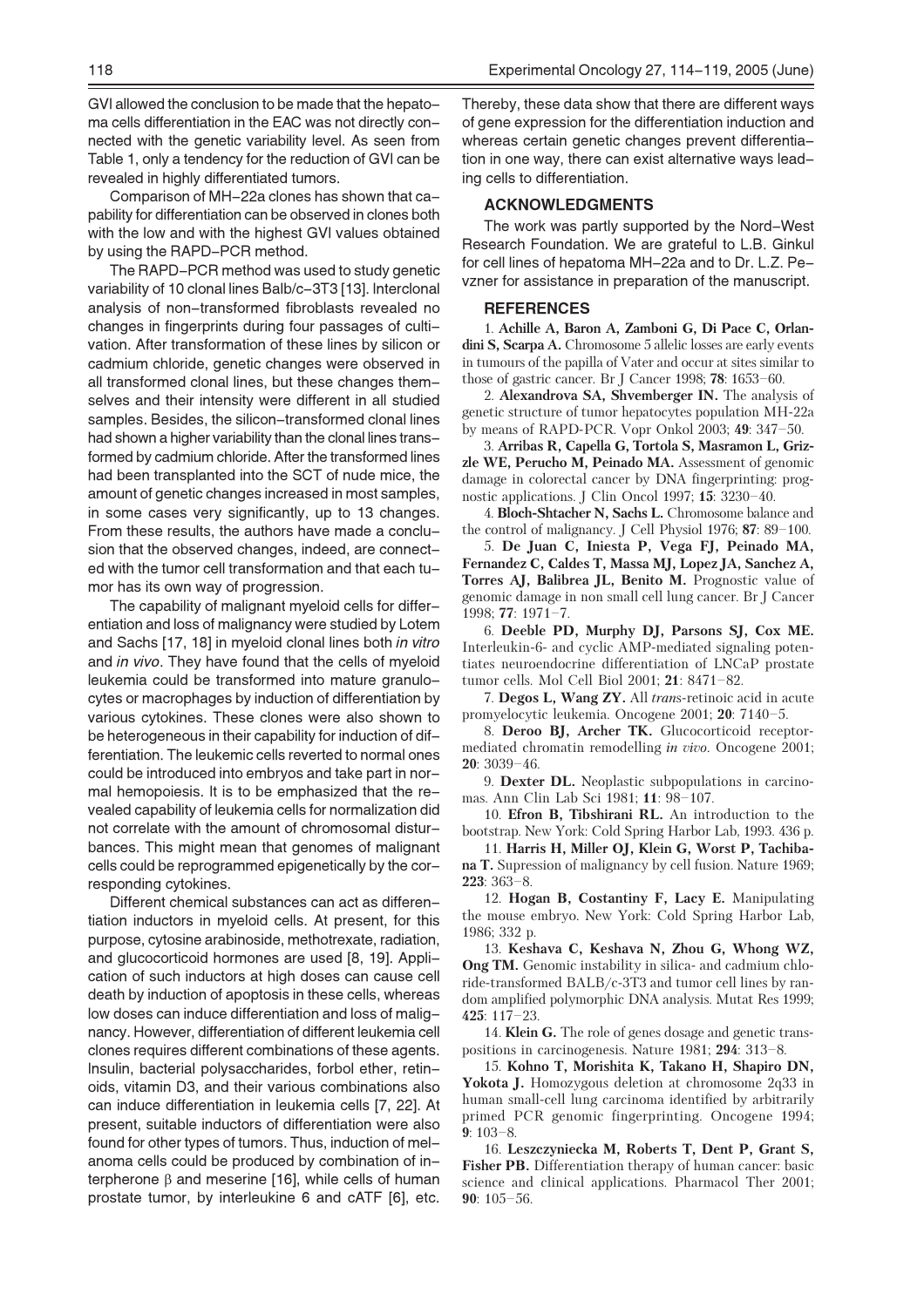GVI allowed the conclusion to be made that the hepatoma cells differentiation in the EAC was not directly connected with the genetic variability level. As seen from Table 1, only a tendency for the reduction of GVI can be revealed in highly differentiated tumors.

Comparison of MH–22a clones has shown that capability for differentiation can be observed in clones both with the low and with the highest GVI values obtained by using the RAPD–PCR method.

The RAPD–PCR method was used to study genetic variability of 10 clonal lines Balb/c–3T3 [13]. Interclonal analysis of non–transformed fibroblasts revealed no changes in fingerprints during four passages of cultivation. After transformation of these lines by silicon or cadmium chloride, genetic changes were observed in all transformed clonal lines, but these changes themselves and their intensity were different in all studied samples. Besides, the silicon–transformed clonal lines had shown a higher variability than the clonal lines transformed by cadmium chloride. After the transformed lines had been transplanted into the SCT of nude mice, the amount of genetic changes increased in most samples, in some cases very significantly, up to 13 changes. From these results, the authors have made a conclusion that the observed changes, indeed, are connected with the tumor cell transformation and that each tumor has its own way of progression.

The capability of malignant myeloid cells for differentiation and loss of malignancy were studied by Lotem and Sachs [17, 18] in myeloid clonal lines both *in vitro* and *in vivo*. They have found that the cells of myeloid leukemia could be transformed into mature granulocytes or macrophages by induction of differentiation by various cytokines. These clones were also shown to be heterogeneous in their capability for induction of differentiation. The leukemic cells reverted to normal ones could be introduced into embryos and take part in normal hemopoiesis. It is to be emphasized that the revealed capability of leukemia cells for normalization did not correlate with the amount of chromosomal disturbances. This might mean that genomes of malignant cells could be reprogrammed epigenetically by the corresponding cytokines.

Different chemical substances can act as differentiation inductors in myeloid cells. At present, for this purpose, cytosine arabinoside, methotrexate, radiation, and glucocorticoid hormones are used [8, 19]. Application of such inductors at high doses can cause cell death by induction of apoptosis in these cells, whereas low doses can induce differentiation and loss of malignancy. However, differentiation of different leukemia cell clones requires different combinations of these agents. Insulin, bacterial polysaccharides, forbol ether, retinoids, vitamin D3, and their various combinations also can induce differentiation in leukemia cells [7, 22]. At present, suitable inductors of differentiation were also found for other types of tumors. Thus, induction of melanoma cells could be produced by combination of interpherone $\beta$ and meserine [16], while cells of human prostate tumor, by interleukine 6 and cATF [6], etc. Thereby, these data show that there are different ways of gene expression for the differentiation induction and whereas certain genetic changes prevent differentiation in one way, there can exist alternative ways leading cells to differentiation.

## ACKNOWLEDGMENTS

The work was partly supported by the Nord–West Research Foundation. We are grateful to L.B. Ginkul for cell lines of hepatoma MH–22a and to Dr. L.Z. Pevzner for assistance in preparation of the manuscript.

## REFERENCES

1. **Achille A, Baron A, Zamboni G, Di Pace C, Orlandini S, Scarpa A.** Chromosome 5 allelic losses are early events in tumours of the papilla of Vater and occur at sites similar to those of gastric cancer. Br J Cancer 1998; **78**: 1653–60.

2. **Alexandrova SA, Shvemberger IN.** The analysis of genetic structure of tumor hepatocytes population MH-22a by means of RAPD-PCR. Vopr Onkol 2003; **49**: 347–50.

3. **Arribas R, Capella G, Tortola S, Masramon L, Grizzle WE, Perucho M, Peinado MA.** Assessment of genomic damage in colorectal cancer by DNA fingerprinting: prognostic applications. J Clin Oncol 1997; **15**: 3230–40.

4. **Bloch-Shtacher N, Sachs L.** Chromosome balance and the control of malignancy. J Cell Physiol 1976; **87**: 89–100.

5. **De Juan C, Iniesta P, Vega FJ, Peinado MA, Fernandez C, Caldes T, Massa MJ, Lopez JA, Sanchez A, Torres AJ, Balibrea JL, Benito M.** Prognostic value of genomic damage in non small cell lung cancer. Br J Cancer 1998; **77**: 1971–7.

6. **Deeble PD, Murphy DJ, Parsons SJ, Cox ME.** Interleukin-6- and cyclic AMP-mediated signaling potentiates neuroendocrine differentiation of LNCaP prostate tumor cells. Mol Cell Biol 2001; **21**: 8471–82.

7. **Degos L, Wang ZY.** All *trans*-retinoic acid in acute promyelocytic leukemia. Oncogene 2001; **20**: 7140–5.

8. **Deroo BJ, Archer TK.** Glucocorticoid receptor-mediated chromatin remodelling *in vivo*. Oncogene 2001; **20**: 3039–46.

9. **Dexter DL.** Neoplastic subpopulations in carcinomas. Ann Clin Lab Sci 1981; **11**: 98–107.

10. **Efron B, Tibshirani RL.** An introduction to the bootstrap. New York: Cold Spring Harbor Lab, 1993. 436 p.

11. **Harris H, Miller OJ, Klein G, Worst P, Tachibana T.** Supression of malignancy by cell fusion. Nature 1969; **223**: 363–8.

12. **Hogan B, Costantiny F, Lacy E.** Manipulating the mouse embryo. New York: Cold Spring Harbor Lab, 1986; 332 p.

13. **Keshava C, Keshava N, Zhou G, Whong WZ, Ong TM.** Genomic instability in silica- and cadmium chloride-transformed BALB/c-3T3 and tumor cell lines by random amplified polymorphic DNA analysis. Mutat Res 1999; **425**: 117–23.

14. **Klein G.** The role of genes dosage and genetic transpositions in carcinogenesis. Nature 1981; **294**: 313–8.

15. **Kohno T, Morishita K, Takano H, Shapiro DN, Yokota J.** Homozygous deletion at chromosome 2q33 in human small-cell lung carcinoma identified by arbitrarily primed PCR genomic fingerprinting. Oncogene 1994; **9**: 103–8.

16. **Leszczyniecka M, Roberts T, Dent P, Grant S, Fisher PB.** Differentiation therapy of human cancer: basic science and clinical applications. Pharmacol Ther 2001; **90**: 105–56.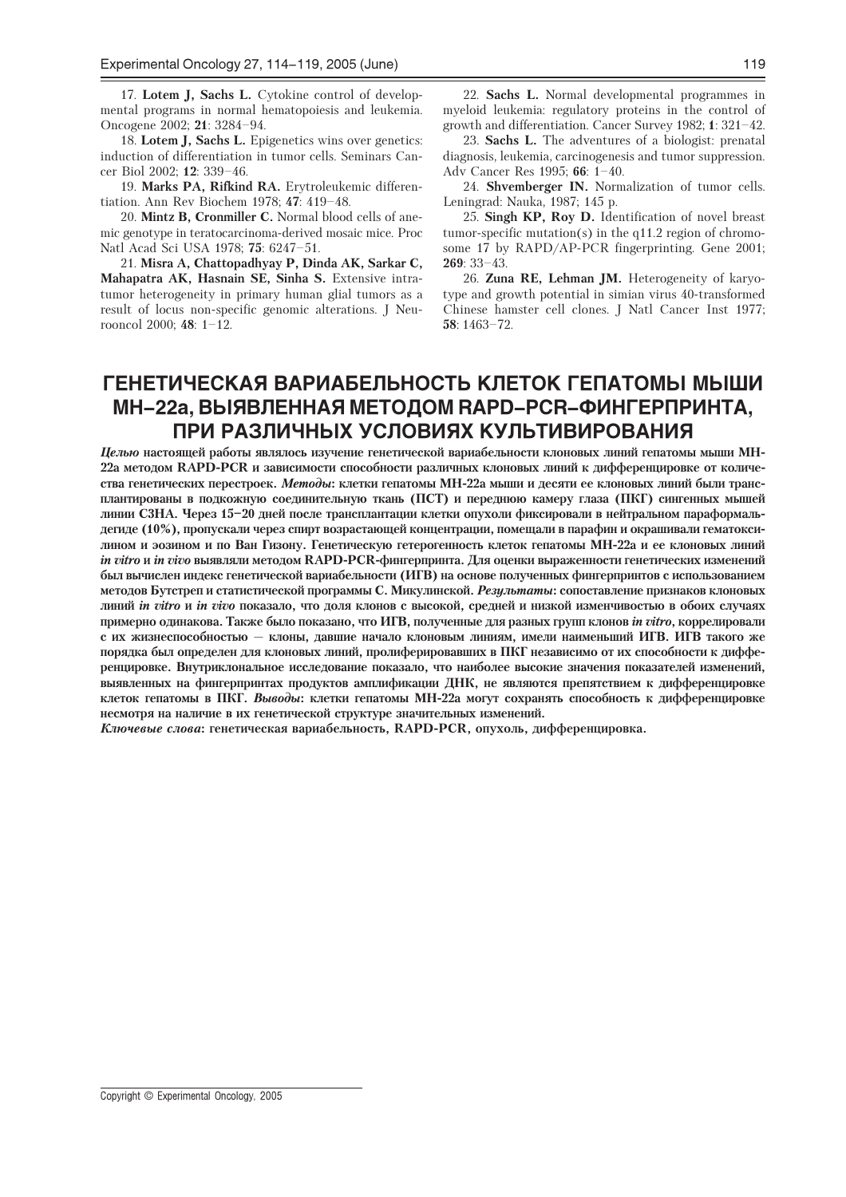17. **Lotem J, Sachs L.** Cytokine control of developmental programs in normal hematopoiesis and leukemia. Oncogene 2002; **21**: 3284–94.

18. **Lotem J, Sachs L.** Epigenetics wins over genetics: induction of differentiation in tumor cells. Seminars Cancer Biol 2002; **12**: 339–46.

19. **Marks PA, Rifkind RA.** Erytroleukemic differentiation. Ann Rev Biochem 1978; **47**: 419–48.

20. **Mintz B, Cronmiller C.** Normal blood cells of anemic genotype in teratocarcinoma-derived mosaic mice. Proc Natl Acad Sci USA 1978; **75**: 6247–51.

21. **Misra A, Chattopadhyay P, Dinda AK, Sarkar C, Mahapatra AK, Hasnain SE, Sinha S.** Extensive intratumor heterogeneity in primary human glial tumors as a result of locus non-specific genomic alterations. J Neurooncol 2000; **48**: 1–12.

22. **Sachs L.** Normal developmental programmes in myeloid leukemia: regulatory proteins in the control of growth and differentiation. Cancer Survey 1982; **1**: 321–42.

23. **Sachs L.** The adventures of a biologist: prenatal diagnosis, leukemia, carcinogenesis and tumor suppression. Adv Cancer Res 1995; **66**: 1–40.

24. **Shvemberger IN.** Normalization of tumor cells. Leningrad: Nauka, 1987; 145 p.

25. **Singh KP, Roy D.** Identification of novel breast tumor-specific mutation(s) in the q11.2 region of chromosome 17 by RAPD/AP-PCR fingerprinting. Gene 2001; **269**: 33–43.

26. **Zuna RE, Lehman JM.** Heterogeneity of karyotype and growth potential in simian virus 40-transformed Chinese hamster cell clones. J Natl Cancer Inst 1977; **58**: 1463–72.

# ГЕНЕТИЧЕСКАЯ ВАРИАБЕЛЬНОСТЬ КЛЕТОК ГЕПАТОМЫ МЫШИ МН-22а, ВЫЯВЛЕННАЯ МЕТОДОМ RAPD-PCR-ФИНГЕРПРИНТА, ПРИ РАЗЛИЧНЫХ УСЛОВИЯХ КУЛЬТИВИРОВАНИЯ

***Целью*** **настоящей работы являлось изучение генетической вариабельности клоновых линий гепатомы мыши МН-22а методом RAPD-PCR и зависимости способности различных клоновых линий к дифференцировке от количества генетических перестроек.** ***Методы*:** **клетки гепатомы МН-22а мыши и десяти ее клоновых линий были трансплантированы в подкожную соединительную ткань (ПСТ) и переднюю камеру глаза (ПКГ) сингенных мышей линии С3НА. Через 15–20 дней после трансплантации клетки опухоли фиксировали в нейтральном параформальдегиде (10%), пропускали через спирт возрастающей концентрации, помещали в парафин и окрашивали гематоксилином и эозином и по Ван Гизону. Генетическую гетерогенность клеток гепатомы МН-22а и ее клоновых линий** ***in vitro*** **и** ***in vivo*** **выявляли методом RAPD-PCR-фингерпринта. Для оценки выраженности генетических изменений был вычислен индекс генетической вариабельности (ИГВ) на основе полученных фингерпринтов с использованием методов Бутстреп и статистической программы С. Микулинской.** ***Результаты*:** **сопоставление признаков клоновых линий** ***in vitro*** **и** ***in vivo*** **показало, что доля клонов с высокой, средней и низкой изменчивостью в обоих случаях примерно одинакова. Также было показано, что ИГВ, полученные для разных групп клонов** ***in vitro*****, коррелировали с их жизнеспособностью — клоны, давшие начало клоновым линиям, имели наименьший ИГВ. ИГВ такого же порядка был определен для клоновых линий, пролиферировавших в ПКГ независимо от их способности к дифференцировке. Внутриклональное исследование показало, что наиболее высокие значения показателей изменений, выявленных на фингерпринтах продуктов амплификации ДНК, не являются препятствием к дифференцировке клеток гепатомы в ПКГ.** ***Выводы*:** **клетки гепатомы МН-22а могут сохранять способность к дифференцировке несмотря на наличие в их генетической структуре значительных изменений.**

***Ключевые слова*:** **генетическая вариабельность, RAPD-PCR, опухоль, дифференцировка.**